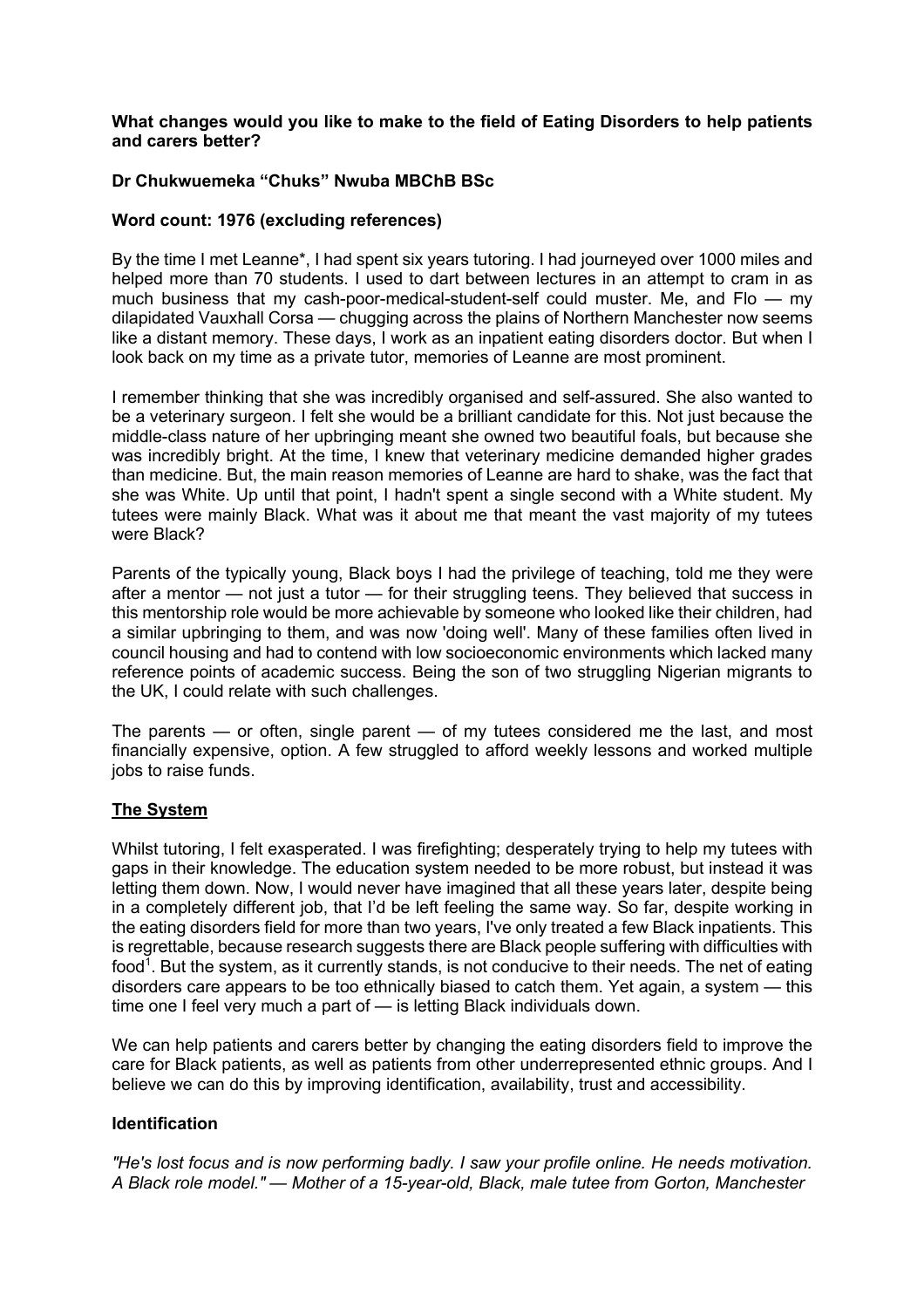**What changes would you like to make to the field of Eating Disorders to help patients and carers better?**

**Dr Chukwuemeka "Chuks" Nwuba MBChB BSc**

**Word count: 1976 (excluding references)**

By the time I met Leanne*, I had spent six years tutoring. I had journeyed over 1000 miles and helped more than 70 students. I used to dart between lectures in an attempt to cram in as much business that my cash-poor-medical-student-self could muster. Me, and Flo — my dilapidated Vauxhall Corsa — chugging across the plains of Northern Manchester now seems like a distant memory. These days, I work as an inpatient eating disorders doctor. But when I look back on my time as a private tutor, memories of Leanne are most prominent.

I remember thinking that she was incredibly organised and self-assured. She also wanted to be a veterinary surgeon. I felt she would be a brilliant candidate for this. Not just because the middle-class nature of her upbringing meant she owned two beautiful foals, but because she was incredibly bright. At the time, I knew that veterinary medicine demanded higher grades than medicine. But, the main reason memories of Leanne are hard to shake, was the fact that she was White. Up until that point, I hadn't spent a single second with a White student. My tutees were mainly Black. What was it about me that meant the vast majority of my tutees were Black?

Parents of the typically young, Black boys I had the privilege of teaching, told me they were after a mentor — not just a tutor — for their struggling teens. They believed that success in this mentorship role would be more achievable by someone who looked like their children, had a similar upbringing to them, and was now 'doing well'. Many of these families often lived in council housing and had to contend with low socioeconomic environments which lacked many reference points of academic success. Being the son of two struggling Nigerian migrants to the UK, I could relate with such challenges.

The parents — or often, single parent — of my tutees considered me the last, and most financially expensive, option. A few struggled to afford weekly lessons and worked multiple jobs to raise funds.

## <u>The System</u>

Whilst tutoring, I felt exasperated. I was firefighting; desperately trying to help my tutees with gaps in their knowledge. The education system needed to be more robust, but instead it was letting them down. Now, I would never have imagined that all these years later, despite being in a completely different job, that I'd be left feeling the same way. So far, despite working in the eating disorders field for more than two years, I've only treated a few Black inpatients. This is regrettable, because research suggests there are Black people suffering with difficulties with food[1]. But the system, as it currently stands, is not conducive to their needs. The net of eating disorders care appears to be too ethnically biased to catch them. Yet again, a system — this time one I feel very much a part of — is letting Black individuals down.

We can help patients and carers better by changing the eating disorders field to improve the care for Black patients, as well as patients from other underrepresented ethnic groups. And I believe we can do this by improving identification, availability, trust and accessibility.

## Identification

*"He's lost focus and is now performing badly. I saw your profile online. He needs motivation. A Black role model." — Mother of a 15-year-old, Black, male tutee from Gorton, Manchester*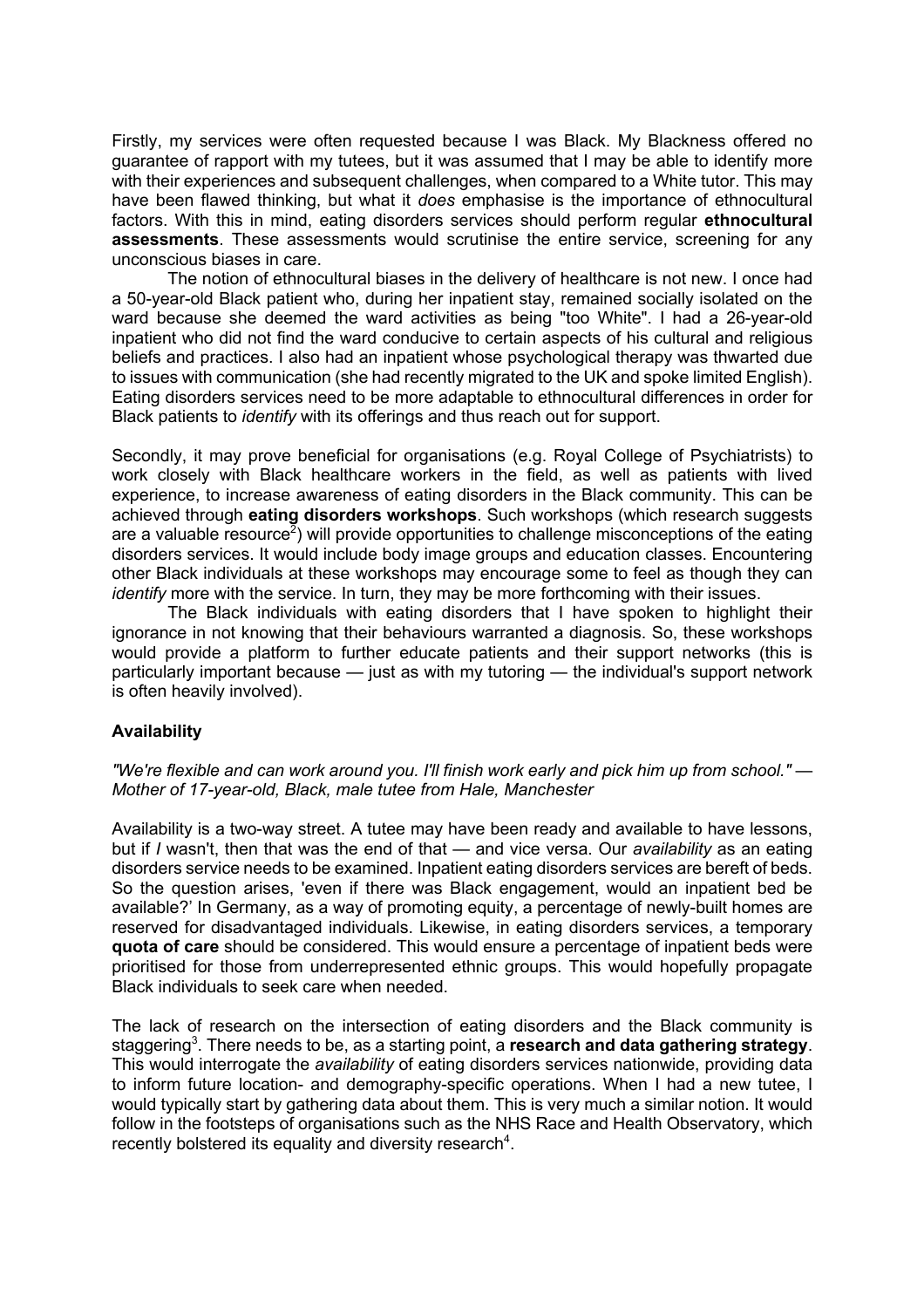Firstly, my services were often requested because I was Black. My Blackness offered no guarantee of rapport with my tutees, but it was assumed that I may be able to identify more with their experiences and subsequent challenges, when compared to a White tutor. This may have been flawed thinking, but what it *does* emphasise is the importance of ethnocultural factors. With this in mind, eating disorders services should perform regular **ethnocultural assessments**. These assessments would scrutinise the entire service, screening for any unconscious biases in care.

The notion of ethnocultural biases in the delivery of healthcare is not new. I once had a 50-year-old Black patient who, during her inpatient stay, remained socially isolated on the ward because she deemed the ward activities as being "too White". I had a 26-year-old inpatient who did not find the ward conducive to certain aspects of his cultural and religious beliefs and practices. I also had an inpatient whose psychological therapy was thwarted due to issues with communication (she had recently migrated to the UK and spoke limited English). Eating disorders services need to be more adaptable to ethnocultural differences in order for Black patients to *identify* with its offerings and thus reach out for support.

Secondly, it may prove beneficial for organisations (e.g. Royal College of Psychiatrists) to work closely with Black healthcare workers in the field, as well as patients with lived experience, to increase awareness of eating disorders in the Black community. This can be achieved through **eating disorders workshops**. Such workshops (which research suggests are a valuable resource[2]) will provide opportunities to challenge misconceptions of the eating disorders services. It would include body image groups and education classes. Encountering other Black individuals at these workshops may encourage some to feel as though they can *identify* more with the service. In turn, they may be more forthcoming with their issues.

The Black individuals with eating disorders that I have spoken to highlight their ignorance in not knowing that their behaviours warranted a diagnosis. So, these workshops would provide a platform to further educate patients and their support networks (this is particularly important because — just as with my tutoring — the individual's support network is often heavily involved).

**Availability**

*"We're flexible and can work around you. I'll finish work early and pick him up from school." — Mother of 17-year-old, Black, male tutee from Hale, Manchester*

Availability is a two-way street. A tutee may have been ready and available to have lessons, but if *I* wasn't, then that was the end of that — and vice versa. Our *availability* as an eating disorders service needs to be examined. Inpatient eating disorders services are bereft of beds. So the question arises, 'even if there was Black engagement, would an inpatient bed be available?' In Germany, as a way of promoting equity, a percentage of newly-built homes are reserved for disadvantaged individuals. Likewise, in eating disorders services, a temporary **quota of care** should be considered. This would ensure a percentage of inpatient beds were prioritised for those from underrepresented ethnic groups. This would hopefully propagate Black individuals to seek care when needed.

The lack of research on the intersection of eating disorders and the Black community is staggering[3]. There needs to be, as a starting point, a **research and data gathering strategy**. This would interrogate the *availability* of eating disorders services nationwide, providing data to inform future location- and demography-specific operations. When I had a new tutee, I would typically start by gathering data about them. This is very much a similar notion. It would follow in the footsteps of organisations such as the NHS Race and Health Observatory, which recently bolstered its equality and diversity research[4].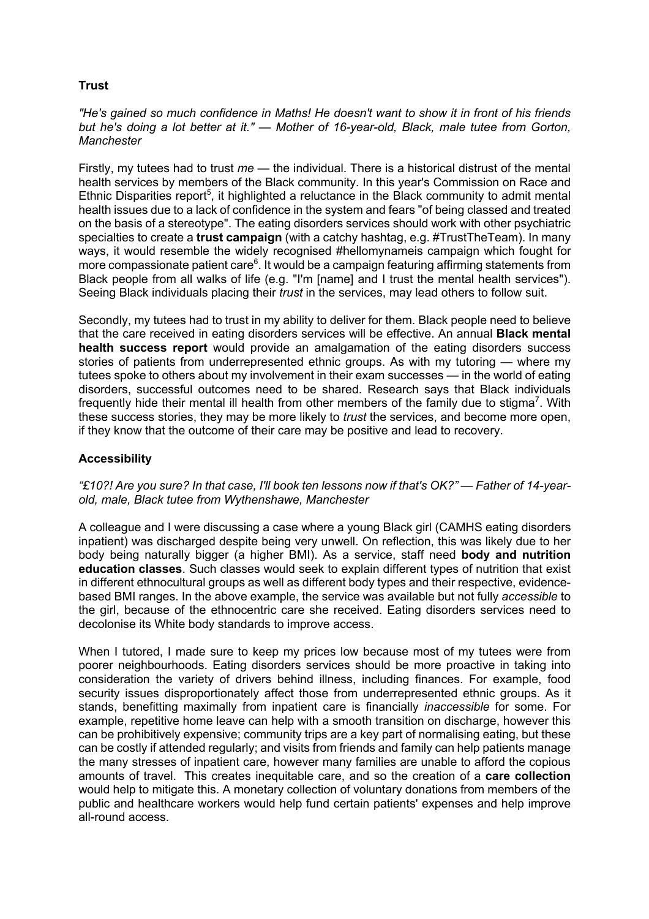**Trust**

*"He's gained so much confidence in Maths! He doesn't want to show it in front of his friends but he's doing a lot better at it." — Mother of 16-year-old, Black, male tutee from Gorton, Manchester*

Firstly, my tutees had to trust *me* — the individual. There is a historical distrust of the mental health services by members of the Black community. In this year's Commission on Race and Ethnic Disparities report[5], it highlighted a reluctance in the Black community to admit mental health issues due to a lack of confidence in the system and fears "of being classed and treated on the basis of a stereotype". The eating disorders services should work with other psychiatric specialties to create a **trust campaign** (with a catchy hashtag, e.g. #TrustTheTeam). In many ways, it would resemble the widely recognised #hellomynameis campaign which fought for more compassionate patient care[6]. It would be a campaign featuring affirming statements from Black people from all walks of life (e.g. "I'm [name] and I trust the mental health services"). Seeing Black individuals placing their *trust* in the services, may lead others to follow suit.

Secondly, my tutees had to trust in my ability to deliver for them. Black people need to believe that the care received in eating disorders services will be effective. An annual **Black mental health success report** would provide an amalgamation of the eating disorders success stories of patients from underrepresented ethnic groups. As with my tutoring — where my tutees spoke to others about my involvement in their exam successes — in the world of eating disorders, successful outcomes need to be shared. Research says that Black individuals frequently hide their mental ill health from other members of the family due to stigma[7]. With these success stories, they may be more likely to *trust* the services, and become more open, if they know that the outcome of their care may be positive and lead to recovery.

**Accessibility**

*"£10?! Are you sure? In that case, I'll book ten lessons now if that's OK?" — Father of 14-year-old, male, Black tutee from Wythenshawe, Manchester*

A colleague and I were discussing a case where a young Black girl (CAMHS eating disorders inpatient) was discharged despite being very unwell. On reflection, this was likely due to her body being naturally bigger (a higher BMI). As a service, staff need **body and nutrition education classes**. Such classes would seek to explain different types of nutrition that exist in different ethnocultural groups as well as different body types and their respective, evidence-based BMI ranges. In the above example, the service was available but not fully *accessible* to the girl, because of the ethnocentric care she received. Eating disorders services need to decolonise its White body standards to improve access.

When I tutored, I made sure to keep my prices low because most of my tutees were from poorer neighbourhoods. Eating disorders services should be more proactive in taking into consideration the variety of drivers behind illness, including finances. For example, food security issues disproportionately affect those from underrepresented ethnic groups. As it stands, benefitting maximally from inpatient care is financially *inaccessible* for some. For example, repetitive home leave can help with a smooth transition on discharge, however this can be prohibitively expensive; community trips are a key part of normalising eating, but these can be costly if attended regularly; and visits from friends and family can help patients manage the many stresses of inpatient care, however many families are unable to afford the copious amounts of travel. This creates inequitable care, and so the creation of a **care collection** would help to mitigate this. A monetary collection of voluntary donations from members of the public and healthcare workers would help fund certain patients' expenses and help improve all-round access.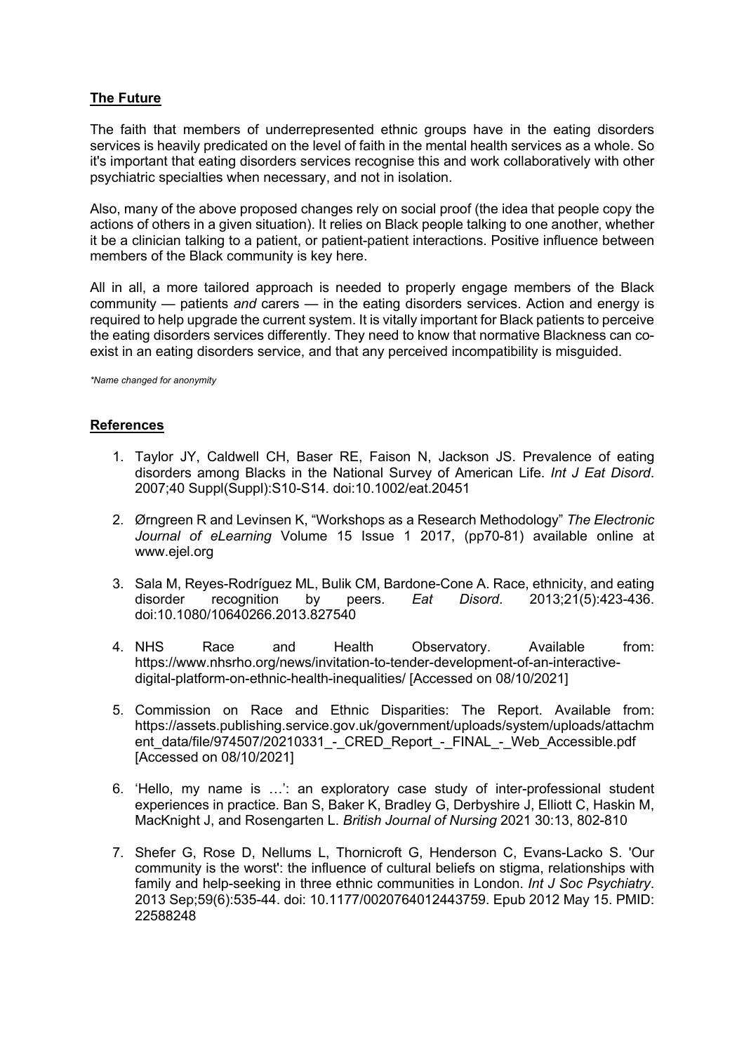## The Future

The faith that members of underrepresented ethnic groups have in the eating disorders services is heavily predicated on the level of faith in the mental health services as a whole. So it's important that eating disorders services recognise this and work collaboratively with other psychiatric specialties when necessary, and not in isolation.

Also, many of the above proposed changes rely on social proof (the idea that people copy the actions of others in a given situation). It relies on Black people talking to one another, whether it be a clinician talking to a patient, or patient-patient interactions. Positive influence between members of the Black community is key here.

All in all, a more tailored approach is needed to properly engage members of the Black community — patients *and* carers — in the eating disorders services. Action and energy is required to help upgrade the current system. It is vitally important for Black patients to perceive the eating disorders services differently. They need to know that normative Blackness can co-exist in an eating disorders service, and that any perceived incompatibility is misguided.

*\*Name changed for anonymity*

## References

1. Taylor JY, Caldwell CH, Baser RE, Faison N, Jackson JS. Prevalence of eating disorders among Blacks in the National Survey of American Life. *Int J Eat Disord*. 2007;40 Suppl(Suppl):S10-S14. doi:10.1002/eat.20451

2. Ørngreen R and Levinsen K, "Workshops as a Research Methodology" *The Electronic Journal of eLearning* Volume 15 Issue 1 2017, (pp70-81) available online at www.ejel.org

3. Sala M, Reyes-Rodríguez ML, Bulik CM, Bardone-Cone A. Race, ethnicity, and eating disorder recognition by peers. *Eat Disord*. 2013;21(5):423-436. doi:10.1080/10640266.2013.827540

4. NHS Race and Health Observatory. Available from: https://www.nhsrho.org/news/invitation-to-tender-development-of-an-interactive-digital-platform-on-ethnic-health-inequalities/ [Accessed on 08/10/2021]

5. Commission on Race and Ethnic Disparities: The Report. Available from: https://assets.publishing.service.gov.uk/government/uploads/system/uploads/attachment_data/file/974507/20210331_-_CRED_Report_-_FINAL_-_Web_Accessible.pdf [Accessed on 08/10/2021]

6. 'Hello, my name is …': an exploratory case study of inter-professional student experiences in practice. Ban S, Baker K, Bradley G, Derbyshire J, Elliott C, Haskin M, MacKnight J, and Rosengarten L. *British Journal of Nursing* 2021 30:13, 802-810

7. Shefer G, Rose D, Nellums L, Thornicroft G, Henderson C, Evans-Lacko S. 'Our community is the worst': the influence of cultural beliefs on stigma, relationships with family and help-seeking in three ethnic communities in London. *Int J Soc Psychiatry*. 2013 Sep;59(6):535-44. doi: 10.1177/0020764012443759. Epub 2012 May 15. PMID: 22588248